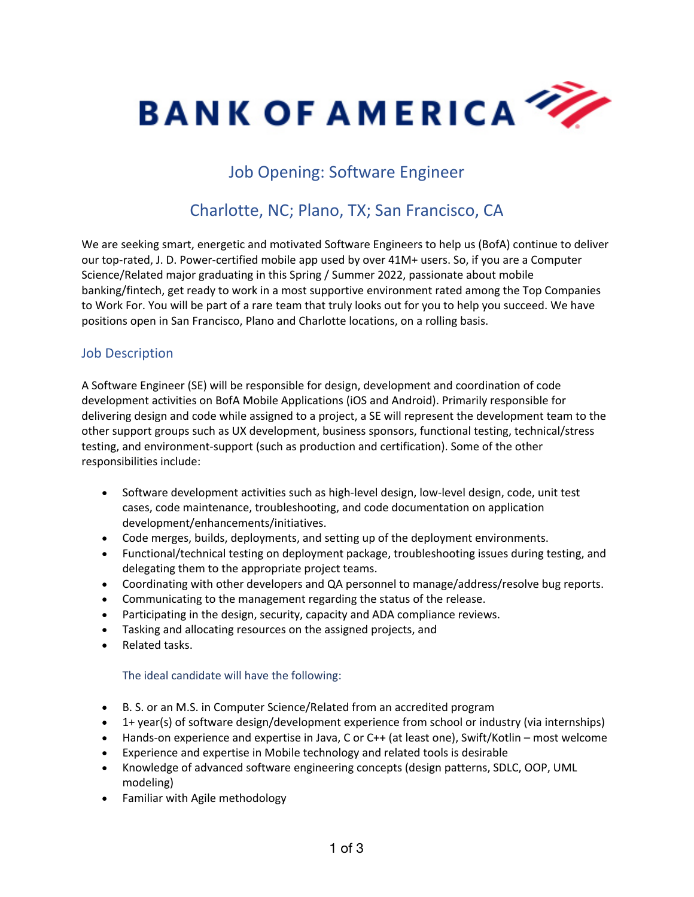# BANK OF AMERICA

## Job Opening: Software Engineer

## Charlotte, NC; Plano, TX; San Francisco, CA

We are seeking smart, energetic and motivated Software Engineers to help us (BofA) continue to deliver our top-rated, J. D. Power-certified mobile app used by over 41M+ users. So, if you are a Computer Science/Related major graduating in this Spring / Summer 2022, passionate about mobile banking/fintech, get ready to work in a most supportive environment rated among the Top Companies to Work For. You will be part of a rare team that truly looks out for you to help you succeed. We have positions open in San Francisco, Plano and Charlotte locations, on a rolling basis.

### Job Description

A Software Engineer (SE) will be responsible for design, development and coordination of code development activities on BofA Mobile Applications (iOS and Android). Primarily responsible for delivering design and code while assigned to a project, a SE will represent the development team to the other support groups such as UX development, business sponsors, functional testing, technical/stress testing, and environment-support (such as production and certification). Some of the other responsibilities include:

- Software development activities such as high-level design, low-level design, code, unit test cases, code maintenance, troubleshooting, and code documentation on application development/enhancements/initiatives.
- Code merges, builds, deployments, and setting up of the deployment environments.
- Functional/technical testing on deployment package, troubleshooting issues during testing, and delegating them to the appropriate project teams.
- Coordinating with other developers and QA personnel to manage/address/resolve bug reports.
- Communicating to the management regarding the status of the release.
- Participating in the design, security, capacity and ADA compliance reviews.
- Tasking and allocating resources on the assigned projects, and
- Related tasks.

#### The ideal candidate will have the following:

- B. S. or an M.S. in Computer Science/Related from an accredited program
- 1+ year(s) of software design/development experience from school or industry (via internships)
- Hands-on experience and expertise in Java, C or C++ (at least one), Swift/Kotlin – most welcome
- Experience and expertise in Mobile technology and related tools is desirable
- Knowledge of advanced software engineering concepts (design patterns, SDLC, OOP, UML modeling)
- Familiar with Agile methodology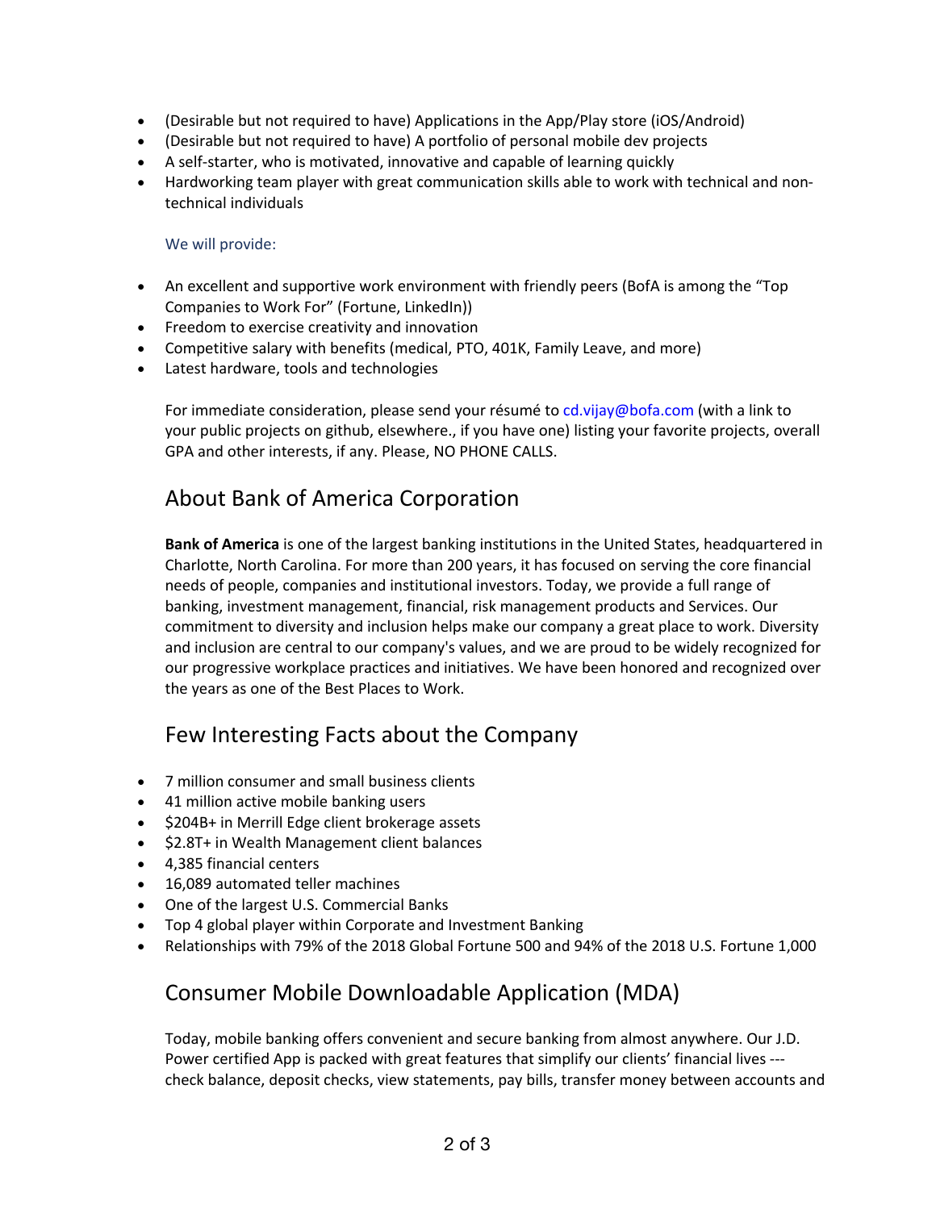- (Desirable but not required to have) Applications in the App/Play store (iOS/Android)
- (Desirable but not required to have) A portfolio of personal mobile dev projects
- A self-starter, who is motivated, innovative and capable of learning quickly
- Hardworking team player with great communication skills able to work with technical and non-technical individuals

We will provide:

- An excellent and supportive work environment with friendly peers (BofA is among the "Top Companies to Work For" (Fortune, LinkedIn))
- Freedom to exercise creativity and innovation
- Competitive salary with benefits (medical, PTO, 401K, Family Leave, and more)
- Latest hardware, tools and technologies

For immediate consideration, please send your résumé to cd.vijay@bofa.com (with a link to your public projects on github, elsewhere., if you have one) listing your favorite projects, overall GPA and other interests, if any. Please, NO PHONE CALLS.

## About Bank of America Corporation

**Bank of America** is one of the largest banking institutions in the United States, headquartered in Charlotte, North Carolina. For more than 200 years, it has focused on serving the core financial needs of people, companies and institutional investors. Today, we provide a full range of banking, investment management, financial, risk management products and Services. Our commitment to diversity and inclusion helps make our company a great place to work. Diversity and inclusion are central to our company's values, and we are proud to be widely recognized for our progressive workplace practices and initiatives. We have been honored and recognized over the years as one of the Best Places to Work.

## Few Interesting Facts about the Company

- 7 million consumer and small business clients
- 41 million active mobile banking users
- $204B+ in Merrill Edge client brokerage assets
- $2.8T+ in Wealth Management client balances
- 4,385 financial centers
- 16,089 automated teller machines
- One of the largest U.S. Commercial Banks
- Top 4 global player within Corporate and Investment Banking
- Relationships with 79% of the 2018 Global Fortune 500 and 94% of the 2018 U.S. Fortune 1,000

## Consumer Mobile Downloadable Application (MDA)

Today, mobile banking offers convenient and secure banking from almost anywhere. Our J.D. Power certified App is packed with great features that simplify our clients' financial lives --- check balance, deposit checks, view statements, pay bills, transfer money between accounts and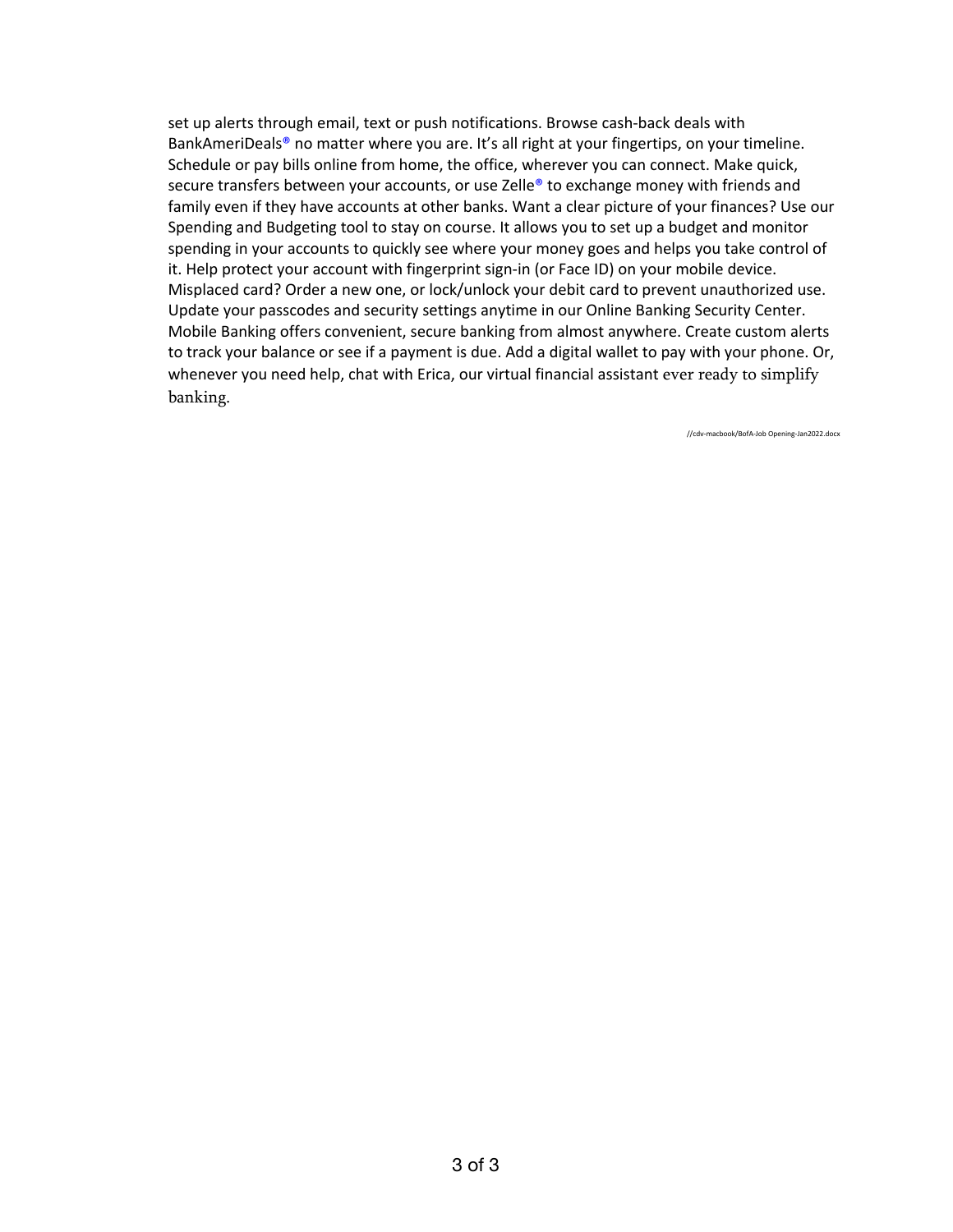set up alerts through email, text or push notifications. Browse cash-back deals with BankAmeriDeals® no matter where you are. It's all right at your fingertips, on your timeline. Schedule or pay bills online from home, the office, wherever you can connect. Make quick, secure transfers between your accounts, or use Zelle® to exchange money with friends and family even if they have accounts at other banks. Want a clear picture of your finances? Use our Spending and Budgeting tool to stay on course. It allows you to set up a budget and monitor spending in your accounts to quickly see where your money goes and helps you take control of it. Help protect your account with fingerprint sign-in (or Face ID) on your mobile device. Misplaced card? Order a new one, or lock/unlock your debit card to prevent unauthorized use. Update your passcodes and security settings anytime in our Online Banking Security Center. Mobile Banking offers convenient, secure banking from almost anywhere. Create custom alerts to track your balance or see if a payment is due. Add a digital wallet to pay with your phone. Or, whenever you need help, chat with Erica, our virtual financial assistant ever ready to simplify banking.

//cdv-macbook/BofA-Job Opening-Jan2022.docx